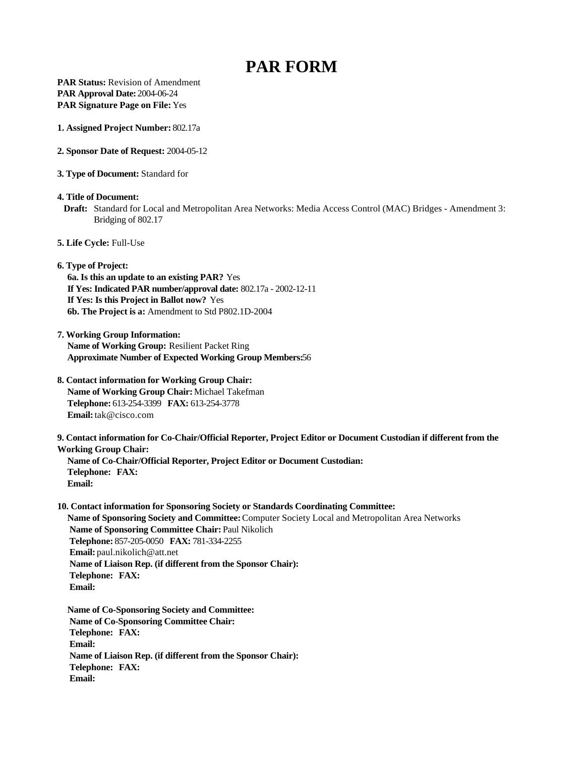# PAR FORM

**PAR Status:** Revision of Amendment
**PAR Approval Date:** 2004-06-24
**PAR Signature Page on File:** Yes

**1. Assigned Project Number:** 802.17a

**2. Sponsor Date of Request:** 2004-05-12

**3. Type of Document:** Standard for

**4. Title of Document:**

**Draft:** Standard for Local and Metropolitan Area Networks: Media Access Control (MAC) Bridges - Amendment 3: Bridging of 802.17

**5. Life Cycle:** Full-Use

**6. Type of Project:**

**6a. Is this an update to an existing PAR?** Yes
**If Yes: Indicated PAR number/approval date:** 802.17a - 2002-12-11
**If Yes: Is this Project in Ballot now?** Yes
**6b. The Project is a:** Amendment to Std P802.1D-2004

**7. Working Group Information:**

**Name of Working Group:** Resilient Packet Ring
**Approximate Number of Expected Working Group Members:** 56

**8. Contact information for Working Group Chair:**

**Name of Working Group Chair:** Michael Takefman
**Telephone:** 613-254-3399 **FAX:** 613-254-3778
**Email:** tak@cisco.com

**9. Contact information for Co-Chair/Official Reporter, Project Editor or Document Custodian if different from the Working Group Chair:**

**Name of Co-Chair/Official Reporter, Project Editor or Document Custodian:**
**Telephone: FAX:**
**Email:**

**10. Contact information for Sponsoring Society or Standards Coordinating Committee:**

**Name of Sponsoring Society and Committee:** Computer Society Local and Metropolitan Area Networks
**Name of Sponsoring Committee Chair:** Paul Nikolich
**Telephone:** 857-205-0050 **FAX:** 781-334-2255
**Email:** paul.nikolich@att.net
**Name of Liaison Rep. (if different from the Sponsor Chair):**
**Telephone: FAX:**
**Email:**

**Name of Co-Sponsoring Society and Committee:**
**Name of Co-Sponsoring Committee Chair:**
**Telephone: FAX:**
**Email:**
**Name of Liaison Rep. (if different from the Sponsor Chair):**
**Telephone: FAX:**
**Email:**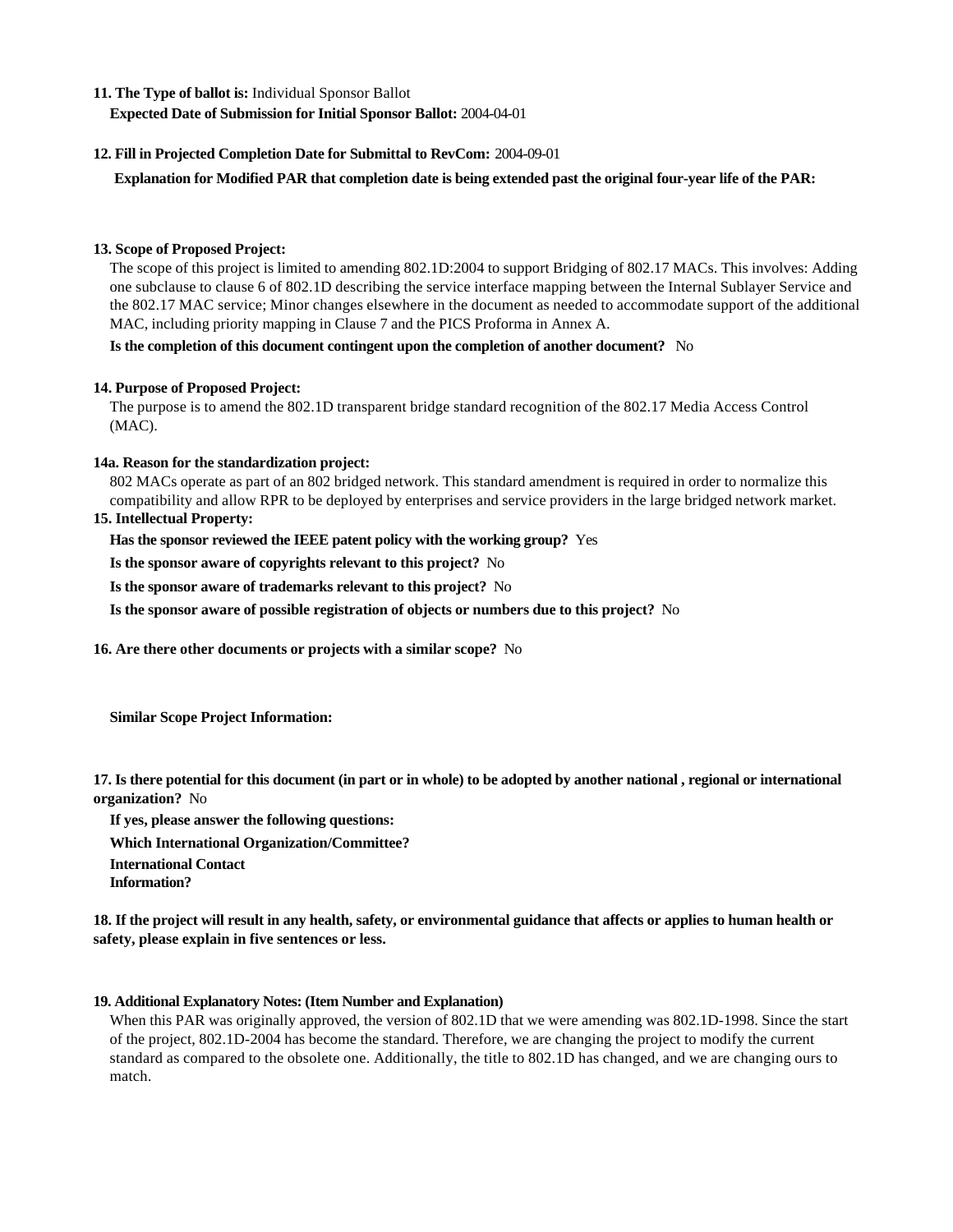**11. The Type of ballot is:** Individual Sponsor Ballot

**Expected Date of Submission for Initial Sponsor Ballot:** 2004-04-01

**12. Fill in Projected Completion Date for Submittal to RevCom:** 2004-09-01

**Explanation for Modified PAR that completion date is being extended past the original four-year life of the PAR:**

**13. Scope of Proposed Project:**

The scope of this project is limited to amending 802.1D:2004 to support Bridging of 802.17 MACs. This involves: Adding one subclause to clause 6 of 802.1D describing the service interface mapping between the Internal Sublayer Service and the 802.17 MAC service; Minor changes elsewhere in the document as needed to accommodate support of the additional MAC, including priority mapping in Clause 7 and the PICS Proforma in Annex A.

**Is the completion of this document contingent upon the completion of another document?** No

**14. Purpose of Proposed Project:**

The purpose is to amend the 802.1D transparent bridge standard recognition of the 802.17 Media Access Control (MAC).

**14a. Reason for the standardization project:**

802 MACs operate as part of an 802 bridged network. This standard amendment is required in order to normalize this compatibility and allow RPR to be deployed by enterprises and service providers in the large bridged network market.

**15. Intellectual Property:**

**Has the sponsor reviewed the IEEE patent policy with the working group?** Yes

**Is the sponsor aware of copyrights relevant to this project?** No

**Is the sponsor aware of trademarks relevant to this project?** No

**Is the sponsor aware of possible registration of objects or numbers due to this project?** No

**16. Are there other documents or projects with a similar scope?** No

**Similar Scope Project Information:**

**17. Is there potential for this document (in part or in whole) to be adopted by another national , regional or international organization?** No

**If yes, please answer the following questions:**

**Which International Organization/Committee?**

**International Contact Information?**

**18. If the project will result in any health, safety, or environmental guidance that affects or applies to human health or safety, please explain in five sentences or less.**

**19. Additional Explanatory Notes: (Item Number and Explanation)**

When this PAR was originally approved, the version of 802.1D that we were amending was 802.1D-1998. Since the start of the project, 802.1D-2004 has become the standard. Therefore, we are changing the project to modify the current standard as compared to the obsolete one. Additionally, the title to 802.1D has changed, and we are changing ours to match.